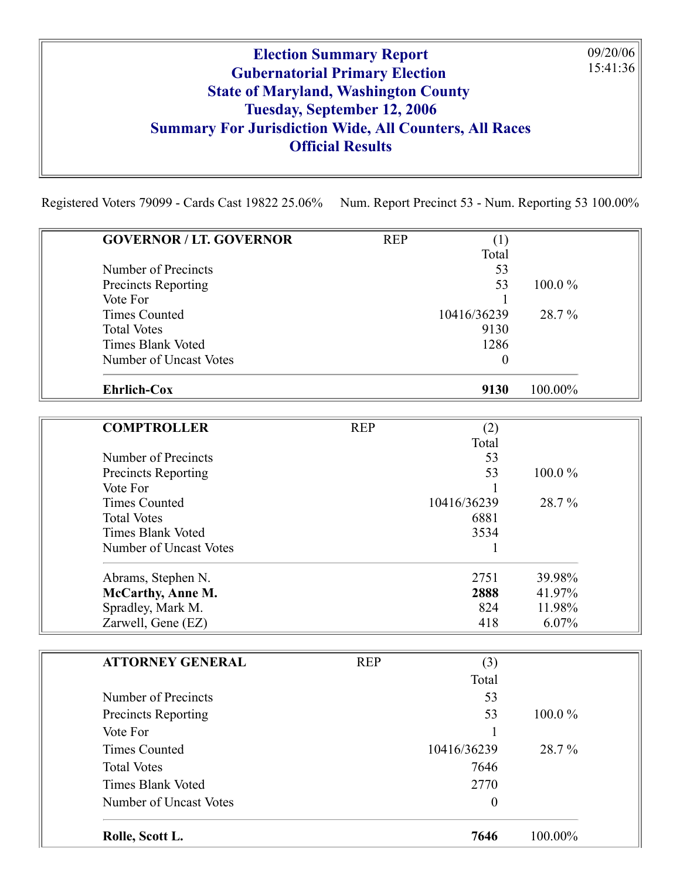# Election Summary Report
## Gubernatorial Primary Election
## State of Maryland, Washington County
## Tuesday, September 12, 2006
## Summary For Jurisdiction Wide, All Counters, All Races
## Official Results

09/20/06
15:41:36

Registered Voters 79099 - Cards Cast 19822 25.06%  Num. Report Precinct 53 - Num. Reporting 53 100.00%

| **GOVERNOR / LT. GOVERNOR** | REP | (1) | |
|---|---|---|---|
| | | Total | |
| Number of Precincts | | 53 | |
| Precincts Reporting | | 53 | 100.0 % |
| Vote For | | 1 | |
| Times Counted | | 10416/36239 | 28.7 % |
| Total Votes | | 9130 | |
| Times Blank Voted | | 1286 | |
| Number of Uncast Votes | | 0 | |
| **Ehrlich-Cox** | | **9130** | 100.00% |

| **COMPTROLLER** | REP | (2) | |
|---|---|---|---|
| | | Total | |
| Number of Precincts | | 53 | |
| Precincts Reporting | | 53 | 100.0 % |
| Vote For | | 1 | |
| Times Counted | | 10416/36239 | 28.7 % |
| Total Votes | | 6881 | |
| Times Blank Voted | | 3534 | |
| Number of Uncast Votes | | 1 | |
| Abrams, Stephen N. | | 2751 | 39.98% |
| **McCarthy, Anne M.** | | **2888** | 41.97% |
| Spradley, Mark M. | | 824 | 11.98% |
| Zarwell, Gene (EZ) | | 418 | 6.07% |

| **ATTORNEY GENERAL** | REP | (3) | |
|---|---|---|---|
| | | Total | |
| Number of Precincts | | 53 | |
| Precincts Reporting | | 53 | 100.0 % |
| Vote For | | 1 | |
| Times Counted | | 10416/36239 | 28.7 % |
| Total Votes | | 7646 | |
| Times Blank Voted | | 2770 | |
| Number of Uncast Votes | | 0 | |
| **Rolle, Scott L.** | | **7646** | 100.00% |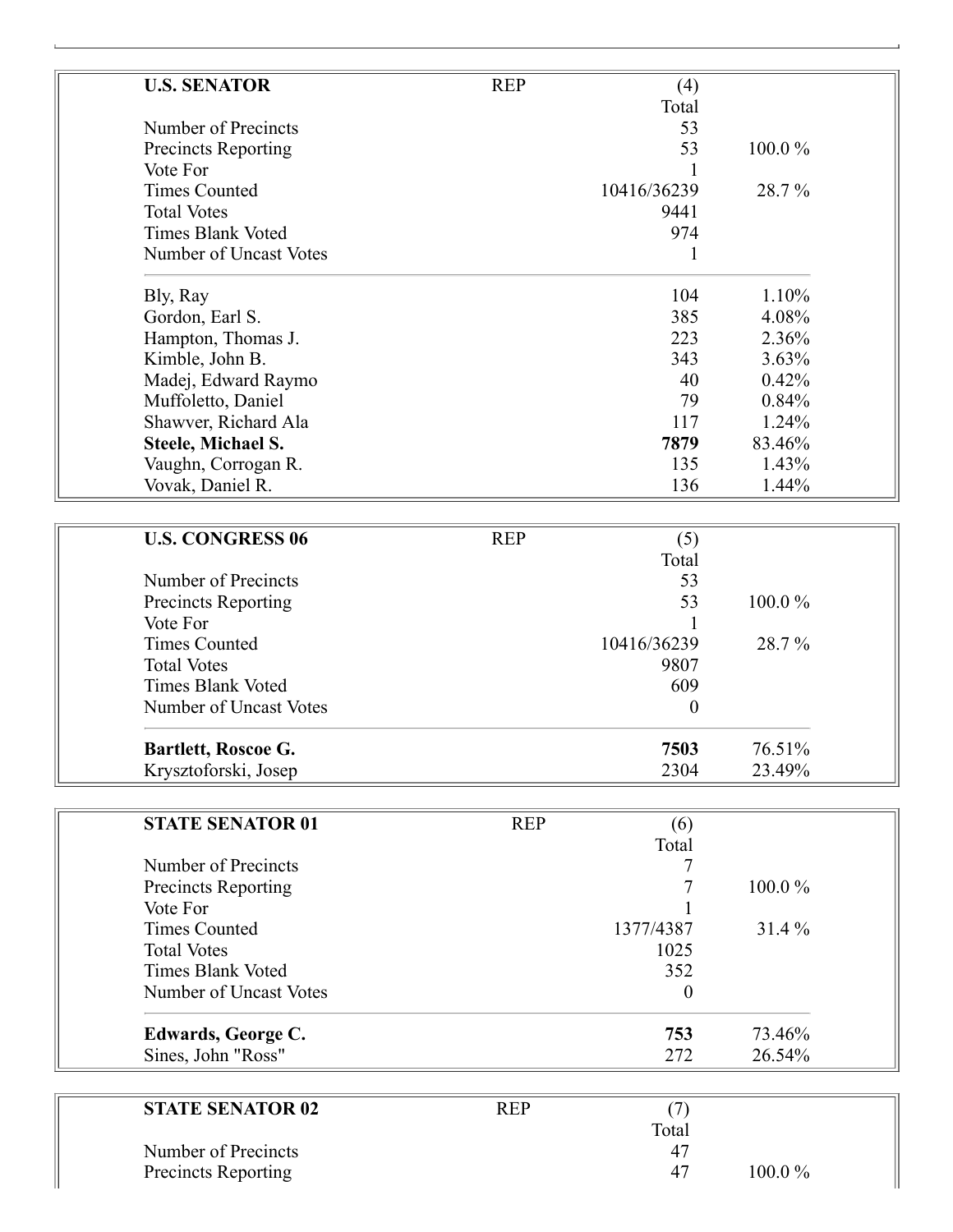| **U.S. SENATOR** | REP | (4) | |
|---|---|---|---|
| | | Total | |
| Number of Precincts | | 53 | |
| Precincts Reporting | | 53 | 100.0 % |
| Vote For | | 1 | |
| Times Counted | | 10416/36239 | 28.7 % |
| Total Votes | | 9441 | |
| Times Blank Voted | | 974 | |
| Number of Uncast Votes | | 1 | |
| Bly, Ray | | 104 | 1.10% |
| Gordon, Earl S. | | 385 | 4.08% |
| Hampton, Thomas J. | | 223 | 2.36% |
| Kimble, John B. | | 343 | 3.63% |
| Madej, Edward Raymo | | 40 | 0.42% |
| Muffoletto, Daniel | | 79 | 0.84% |
| Shawver, Richard Ala | | 117 | 1.24% |
| **Steele, Michael S.** | | **7879** | 83.46% |
| Vaughn, Corrogan R. | | 135 | 1.43% |
| Vovak, Daniel R. | | 136 | 1.44% |

| **U.S. CONGRESS 06** | REP | (5) | |
|---|---|---|---|
| | | Total | |
| Number of Precincts | | 53 | |
| Precincts Reporting | | 53 | 100.0 % |
| Vote For | | 1 | |
| Times Counted | | 10416/36239 | 28.7 % |
| Total Votes | | 9807 | |
| Times Blank Voted | | 609 | |
| Number of Uncast Votes | | 0 | |
| **Bartlett, Roscoe G.** | | **7503** | 76.51% |
| Krysztoforski, Josep | | 2304 | 23.49% |

| **STATE SENATOR 01** | REP | (6) | |
|---|---|---|---|
| | | Total | |
| Number of Precincts | | 7 | |
| Precincts Reporting | | 7 | 100.0 % |
| Vote For | | 1 | |
| Times Counted | | 1377/4387 | 31.4 % |
| Total Votes | | 1025 | |
| Times Blank Voted | | 352 | |
| Number of Uncast Votes | | 0 | |
| **Edwards, George C.** | | **753** | 73.46% |
| Sines, John "Ross" | | 272 | 26.54% |

| **STATE SENATOR 02** | REP | (7) | |
|---|---|---|---|
| | | Total | |
| Number of Precincts | | 47 | |
| Precincts Reporting | | 47 | 100.0 % |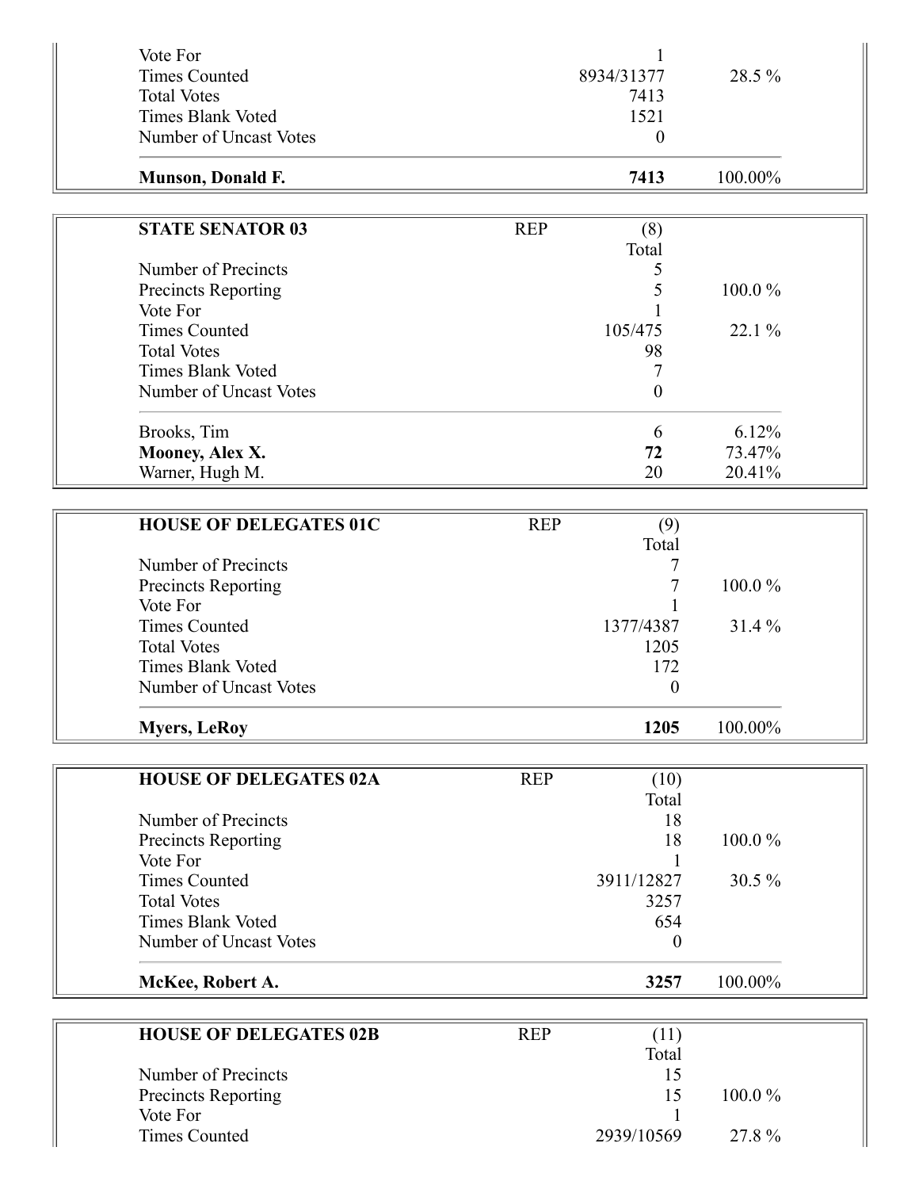| | | |
|---|---|---|
| Vote For | 1 | |
| Times Counted | 8934/31377 | 28.5 % |
| Total Votes | 7413 | |
| Times Blank Voted | 1521 | |
| Number of Uncast Votes | 0 | |
| **Munson, Donald F.** | **7413** | 100.00% |

| **STATE SENATOR 03** | REP | (8) Total | |
|---|---|---|---|
| Number of Precincts | | 5 | |
| Precincts Reporting | | 5 | 100.0 % |
| Vote For | | 1 | |
| Times Counted | | 105/475 | 22.1 % |
| Total Votes | | 98 | |
| Times Blank Voted | | 7 | |
| Number of Uncast Votes | | 0 | |
| Brooks, Tim | | 6 | 6.12% |
| **Mooney, Alex X.** | | **72** | 73.47% |
| Warner, Hugh M. | | 20 | 20.41% |

| **HOUSE OF DELEGATES 01C** | REP | (9) Total | |
|---|---|---|---|
| Number of Precincts | | 7 | |
| Precincts Reporting | | 7 | 100.0 % |
| Vote For | | 1 | |
| Times Counted | | 1377/4387 | 31.4 % |
| Total Votes | | 1205 | |
| Times Blank Voted | | 172 | |
| Number of Uncast Votes | | 0 | |
| **Myers, LeRoy** | | **1205** | 100.00% |

| **HOUSE OF DELEGATES 02A** | REP | (10) Total | |
|---|---|---|---|
| Number of Precincts | | 18 | |
| Precincts Reporting | | 18 | 100.0 % |
| Vote For | | 1 | |
| Times Counted | | 3911/12827 | 30.5 % |
| Total Votes | | 3257 | |
| Times Blank Voted | | 654 | |
| Number of Uncast Votes | | 0 | |
| **McKee, Robert A.** | | **3257** | 100.00% |

| **HOUSE OF DELEGATES 02B** | REP | (11) Total | |
|---|---|---|---|
| Number of Precincts | | 15 | |
| Precincts Reporting | | 15 | 100.0 % |
| Vote For | | 1 | |
| Times Counted | | 2939/10569 | 27.8 % |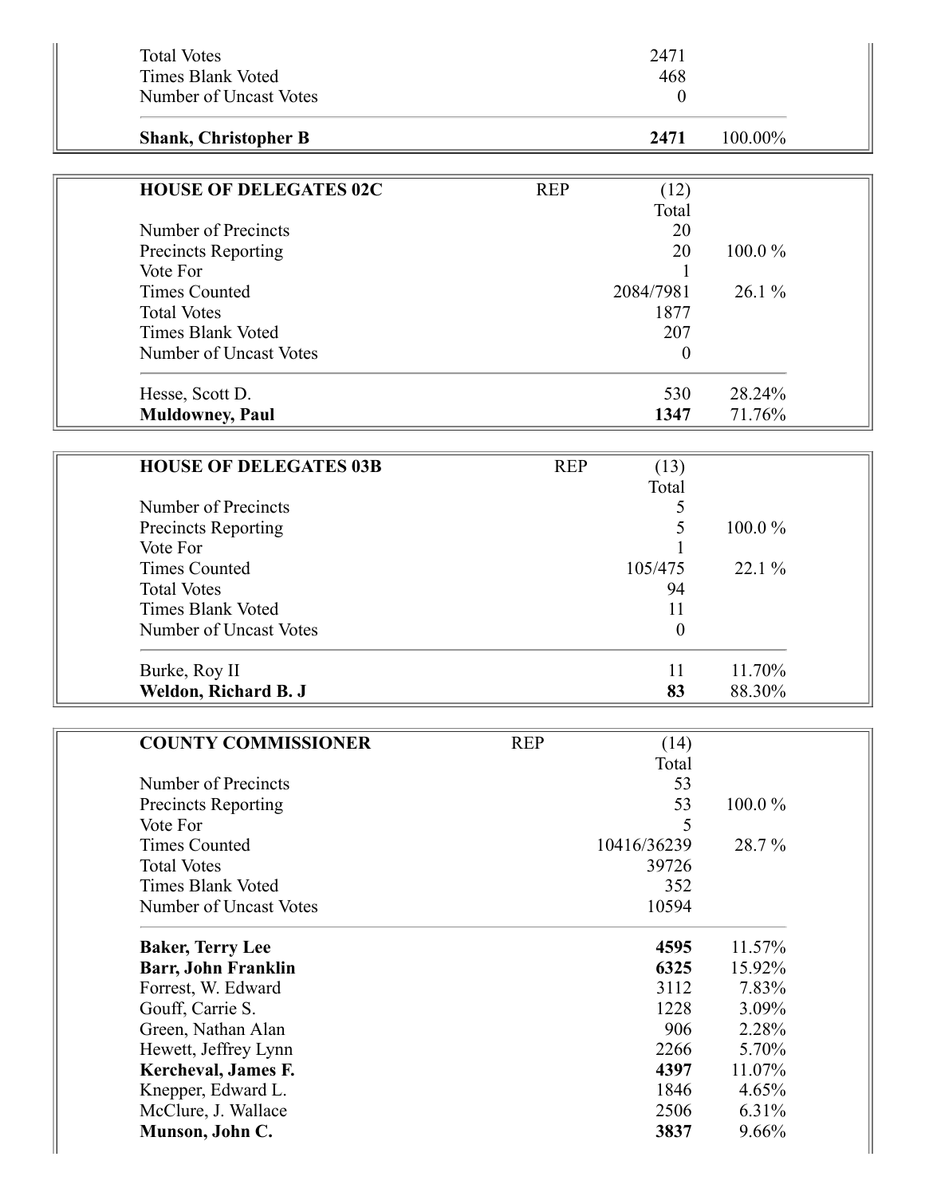| | | |
|---|---|---|
| Total Votes | 2471 | |
| Times Blank Voted | 468 | |
| Number of Uncast Votes | 0 | |
| **Shank, Christopher B** | **2471** | 100.00% |

| **HOUSE OF DELEGATES 02C** | REP (12) Total | |
|---|---|---|
| Number of Precincts | 20 | |
| Precincts Reporting | 20 | 100.0 % |
| Vote For | 1 | |
| Times Counted | 2084/7981 | 26.1 % |
| Total Votes | 1877 | |
| Times Blank Voted | 207 | |
| Number of Uncast Votes | 0 | |
| Hesse, Scott D. | 530 | 28.24% |
| **Muldowney, Paul** | **1347** | 71.76% |

| **HOUSE OF DELEGATES 03B** | REP (13) Total | |
|---|---|---|
| Number of Precincts | 5 | |
| Precincts Reporting | 5 | 100.0 % |
| Vote For | 1 | |
| Times Counted | 105/475 | 22.1 % |
| Total Votes | 94 | |
| Times Blank Voted | 11 | |
| Number of Uncast Votes | 0 | |
| Burke, Roy II | 11 | 11.70% |
| **Weldon, Richard B. J** | **83** | 88.30% |

| **COUNTY COMMISSIONER** | REP (14) Total | |
|---|---|---|
| Number of Precincts | 53 | |
| Precincts Reporting | 53 | 100.0 % |
| Vote For | 5 | |
| Times Counted | 10416/36239 | 28.7 % |
| Total Votes | 39726 | |
| Times Blank Voted | 352 | |
| Number of Uncast Votes | 10594 | |
| **Baker, Terry Lee** | **4595** | 11.57% |
| **Barr, John Franklin** | **6325** | 15.92% |
| Forrest, W. Edward | 3112 | 7.83% |
| Gouff, Carrie S. | 1228 | 3.09% |
| Green, Nathan Alan | 906 | 2.28% |
| Hewett, Jeffrey Lynn | 2266 | 5.70% |
| **Kercheval, James F.** | **4397** | 11.07% |
| Knepper, Edward L. | 1846 | 4.65% |
| McClure, J. Wallace | 2506 | 6.31% |
| **Munson, John C.** | **3837** | 9.66% |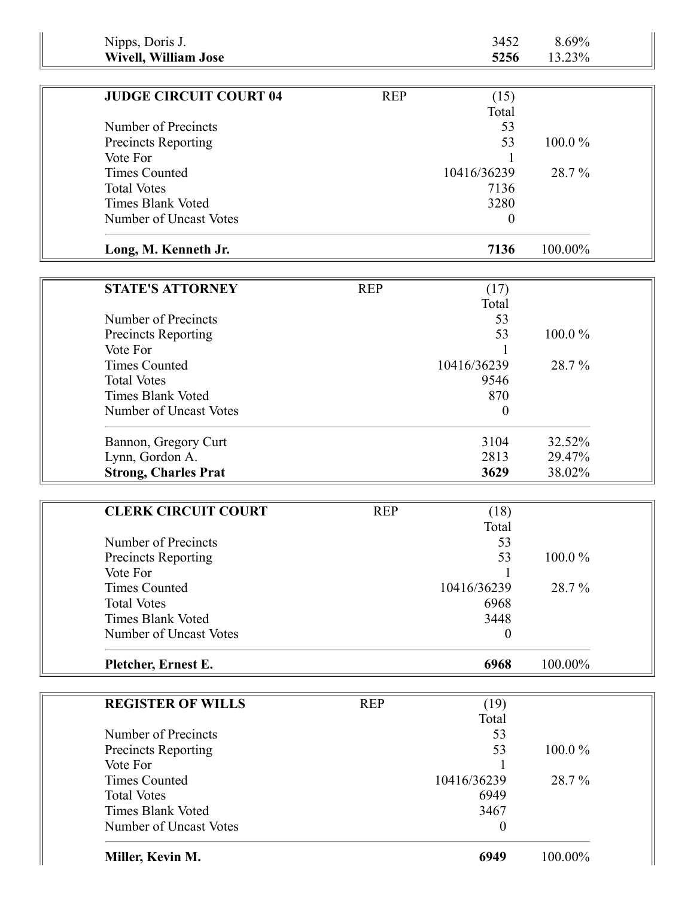| | | |
|---|---|---|
| Nipps, Doris J. | 3452 | 8.69% |
| **Wivell, William Jose** | **5256** | 13.23% |

| **JUDGE CIRCUIT COURT 04** | REP | (15) | |
|---|---|---|---|
| | | Total | |
| Number of Precincts | | 53 | |
| Precincts Reporting | | 53 | 100.0 % |
| Vote For | | 1 | |
| Times Counted | | 10416/36239 | 28.7 % |
| Total Votes | | 7136 | |
| Times Blank Voted | | 3280 | |
| Number of Uncast Votes | | 0 | |
| **Long, M. Kenneth Jr.** | | **7136** | 100.00% |

| **STATE'S ATTORNEY** | REP | (17) | |
|---|---|---|---|
| | | Total | |
| Number of Precincts | | 53 | |
| Precincts Reporting | | 53 | 100.0 % |
| Vote For | | 1 | |
| Times Counted | | 10416/36239 | 28.7 % |
| Total Votes | | 9546 | |
| Times Blank Voted | | 870 | |
| Number of Uncast Votes | | 0 | |
| Bannon, Gregory Curt | | 3104 | 32.52% |
| Lynn, Gordon A. | | 2813 | 29.47% |
| **Strong, Charles Prat** | | **3629** | 38.02% |

| **CLERK CIRCUIT COURT** | REP | (18) | |
|---|---|---|---|
| | | Total | |
| Number of Precincts | | 53 | |
| Precincts Reporting | | 53 | 100.0 % |
| Vote For | | 1 | |
| Times Counted | | 10416/36239 | 28.7 % |
| Total Votes | | 6968 | |
| Times Blank Voted | | 3448 | |
| Number of Uncast Votes | | 0 | |
| **Pletcher, Ernest E.** | | **6968** | 100.00% |

| **REGISTER OF WILLS** | REP | (19) | |
|---|---|---|---|
| | | Total | |
| Number of Precincts | | 53 | |
| Precincts Reporting | | 53 | 100.0 % |
| Vote For | | 1 | |
| Times Counted | | 10416/36239 | 28.7 % |
| Total Votes | | 6949 | |
| Times Blank Voted | | 3467 | |
| Number of Uncast Votes | | 0 | |
| **Miller, Kevin M.** | | **6949** | 100.00% |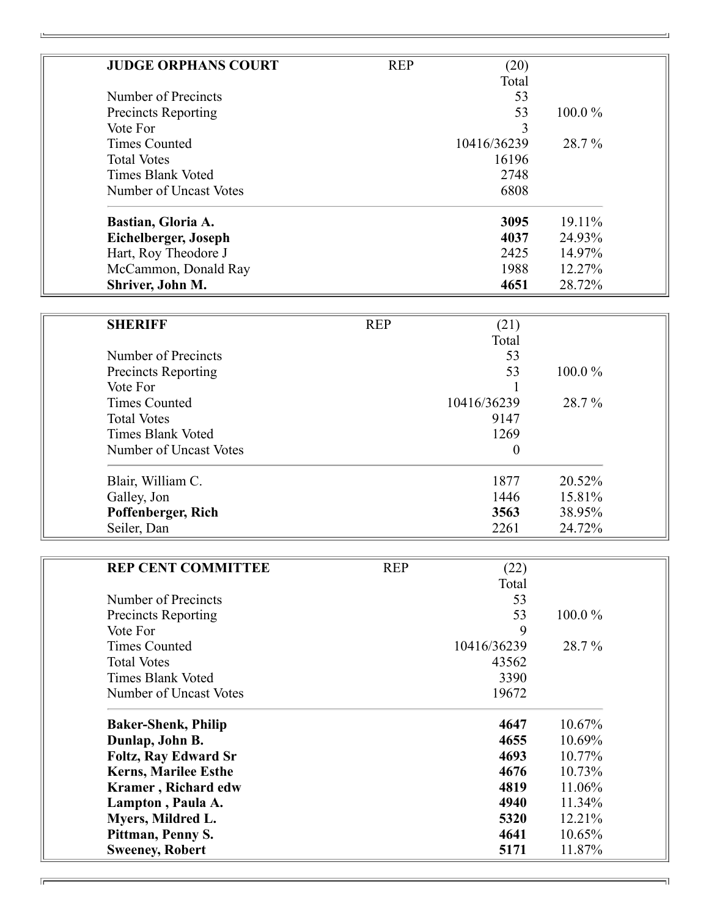| **JUDGE ORPHANS COURT** | REP | (20) | |
|---|---|---|---|
| | | Total | |
| Number of Precincts | | 53 | |
| Precincts Reporting | | 53 | 100.0 % |
| Vote For | | 3 | |
| Times Counted | | 10416/36239 | 28.7 % |
| Total Votes | | 16196 | |
| Times Blank Voted | | 2748 | |
| Number of Uncast Votes | | 6808 | |
| **Bastian, Gloria A.** | | **3095** | 19.11% |
| **Eichelberger, Joseph** | | **4037** | 24.93% |
| Hart, Roy Theodore J | | 2425 | 14.97% |
| McCammon, Donald Ray | | 1988 | 12.27% |
| **Shriver, John M.** | | **4651** | 28.72% |

| **SHERIFF** | REP | (21) | |
|---|---|---|---|
| | | Total | |
| Number of Precincts | | 53 | |
| Precincts Reporting | | 53 | 100.0 % |
| Vote For | | 1 | |
| Times Counted | | 10416/36239 | 28.7 % |
| Total Votes | | 9147 | |
| Times Blank Voted | | 1269 | |
| Number of Uncast Votes | | 0 | |
| Blair, William C. | | 1877 | 20.52% |
| Galley, Jon | | 1446 | 15.81% |
| **Poffenberger, Rich** | | **3563** | 38.95% |
| Seiler, Dan | | 2261 | 24.72% |

| **REP CENT COMMITTEE** | REP | (22) | |
|---|---|---|---|
| | | Total | |
| Number of Precincts | | 53 | |
| Precincts Reporting | | 53 | 100.0 % |
| Vote For | | 9 | |
| Times Counted | | 10416/36239 | 28.7 % |
| Total Votes | | 43562 | |
| Times Blank Voted | | 3390 | |
| Number of Uncast Votes | | 19672 | |
| **Baker-Shenk, Philip** | | **4647** | 10.67% |
| **Dunlap, John B.** | | **4655** | 10.69% |
| **Foltz, Ray Edward Sr** | | **4693** | 10.77% |
| **Kerns, Marilee Esthe** | | **4676** | 10.73% |
| **Kramer , Richard edw** | | **4819** | 11.06% |
| **Lampton , Paula A.** | | **4940** | 11.34% |
| **Myers, Mildred L.** | | **5320** | 12.21% |
| **Pittman, Penny S.** | | **4641** | 10.65% |
| **Sweeney, Robert** | | **5171** | 11.87% |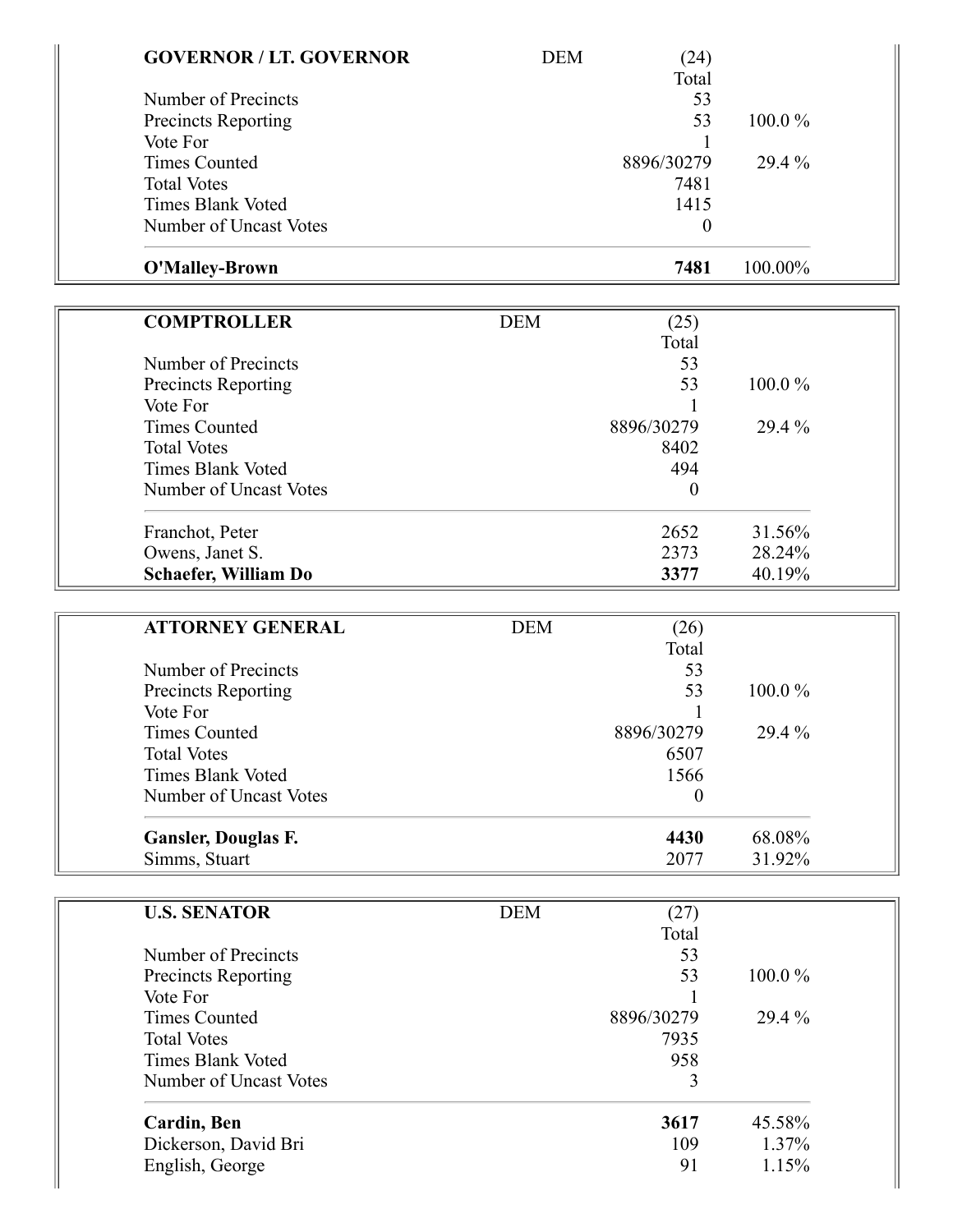| **GOVERNOR / LT. GOVERNOR** | DEM | (24) | |
|---|---|---|---|
| | | Total | |
| Number of Precincts | | 53 | |
| Precincts Reporting | | 53 | 100.0 % |
| Vote For | | 1 | |
| Times Counted | | 8896/30279 | 29.4 % |
| Total Votes | | 7481 | |
| Times Blank Voted | | 1415 | |
| Number of Uncast Votes | | 0 | |
| **O'Malley-Brown** | | **7481** | 100.00% |

| **COMPTROLLER** | DEM | (25) | |
|---|---|---|---|
| | | Total | |
| Number of Precincts | | 53 | |
| Precincts Reporting | | 53 | 100.0 % |
| Vote For | | 1 | |
| Times Counted | | 8896/30279 | 29.4 % |
| Total Votes | | 8402 | |
| Times Blank Voted | | 494 | |
| Number of Uncast Votes | | 0 | |
| Franchot, Peter | | 2652 | 31.56% |
| Owens, Janet S. | | 2373 | 28.24% |
| **Schaefer, William Do** | | **3377** | 40.19% |

| **ATTORNEY GENERAL** | DEM | (26) | |
|---|---|---|---|
| | | Total | |
| Number of Precincts | | 53 | |
| Precincts Reporting | | 53 | 100.0 % |
| Vote For | | 1 | |
| Times Counted | | 8896/30279 | 29.4 % |
| Total Votes | | 6507 | |
| Times Blank Voted | | 1566 | |
| Number of Uncast Votes | | 0 | |
| **Gansler, Douglas F.** | | **4430** | 68.08% |
| Simms, Stuart | | 2077 | 31.92% |

| **U.S. SENATOR** | DEM | (27) | |
|---|---|---|---|
| | | Total | |
| Number of Precincts | | 53 | |
| Precincts Reporting | | 53 | 100.0 % |
| Vote For | | 1 | |
| Times Counted | | 8896/30279 | 29.4 % |
| Total Votes | | 7935 | |
| Times Blank Voted | | 958 | |
| Number of Uncast Votes | | 3 | |
| **Cardin, Ben** | | **3617** | 45.58% |
| Dickerson, David Bri | | 109 | 1.37% |
| English, George | | 91 | 1.15% |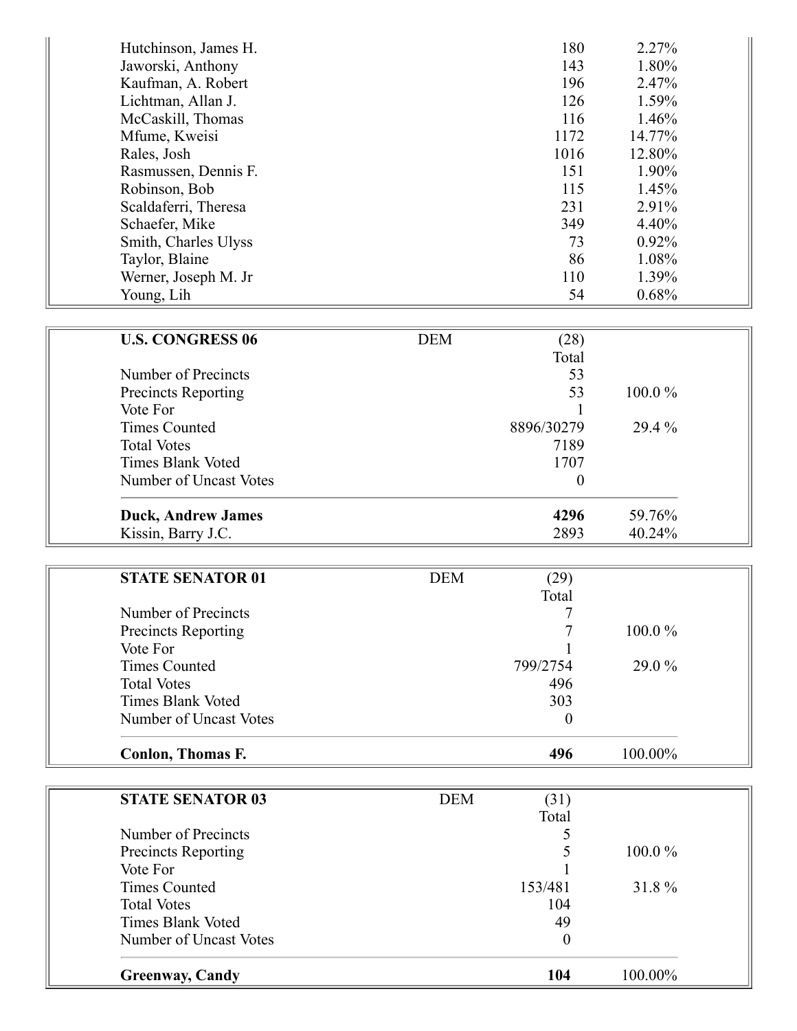| | | |
|---|---|---|
| Hutchinson, James H. | 180 | 2.27% |
| Jaworski, Anthony | 143 | 1.80% |
| Kaufman, A. Robert | 196 | 2.47% |
| Lichtman, Allan J. | 126 | 1.59% |
| McCaskill, Thomas | 116 | 1.46% |
| Mfume, Kweisi | 1172 | 14.77% |
| Rales, Josh | 1016 | 12.80% |
| Rasmussen, Dennis F. | 151 | 1.90% |
| Robinson, Bob | 115 | 1.45% |
| Scaldaferri, Theresa | 231 | 2.91% |
| Schaefer, Mike | 349 | 4.40% |
| Smith, Charles Ulyss | 73 | 0.92% |
| Taylor, Blaine | 86 | 1.08% |
| Werner, Joseph M. Jr | 110 | 1.39% |
| Young, Lih | 54 | 0.68% |

| **U.S. CONGRESS 06** | DEM | (28) | |
|---|---|---|---|
| | | Total | |
| Number of Precincts | | 53 | |
| Precincts Reporting | | 53 | 100.0 % |
| Vote For | | 1 | |
| Times Counted | | 8896/30279 | 29.4 % |
| Total Votes | | 7189 | |
| Times Blank Voted | | 1707 | |
| Number of Uncast Votes | | 0 | |
| **Duck, Andrew James** | | **4296** | 59.76% |
| Kissin, Barry J.C. | | 2893 | 40.24% |

| **STATE SENATOR 01** | DEM | (29) | |
|---|---|---|---|
| | | Total | |
| Number of Precincts | | 7 | |
| Precincts Reporting | | 7 | 100.0 % |
| Vote For | | 1 | |
| Times Counted | | 799/2754 | 29.0 % |
| Total Votes | | 496 | |
| Times Blank Voted | | 303 | |
| Number of Uncast Votes | | 0 | |
| **Conlon, Thomas F.** | | **496** | 100.00% |

| **STATE SENATOR 03** | DEM | (31) | |
|---|---|---|---|
| | | Total | |
| Number of Precincts | | 5 | |
| Precincts Reporting | | 5 | 100.0 % |
| Vote For | | 1 | |
| Times Counted | | 153/481 | 31.8 % |
| Total Votes | | 104 | |
| Times Blank Voted | | 49 | |
| Number of Uncast Votes | | 0 | |
| **Greenway, Candy** | | **104** | 100.00% |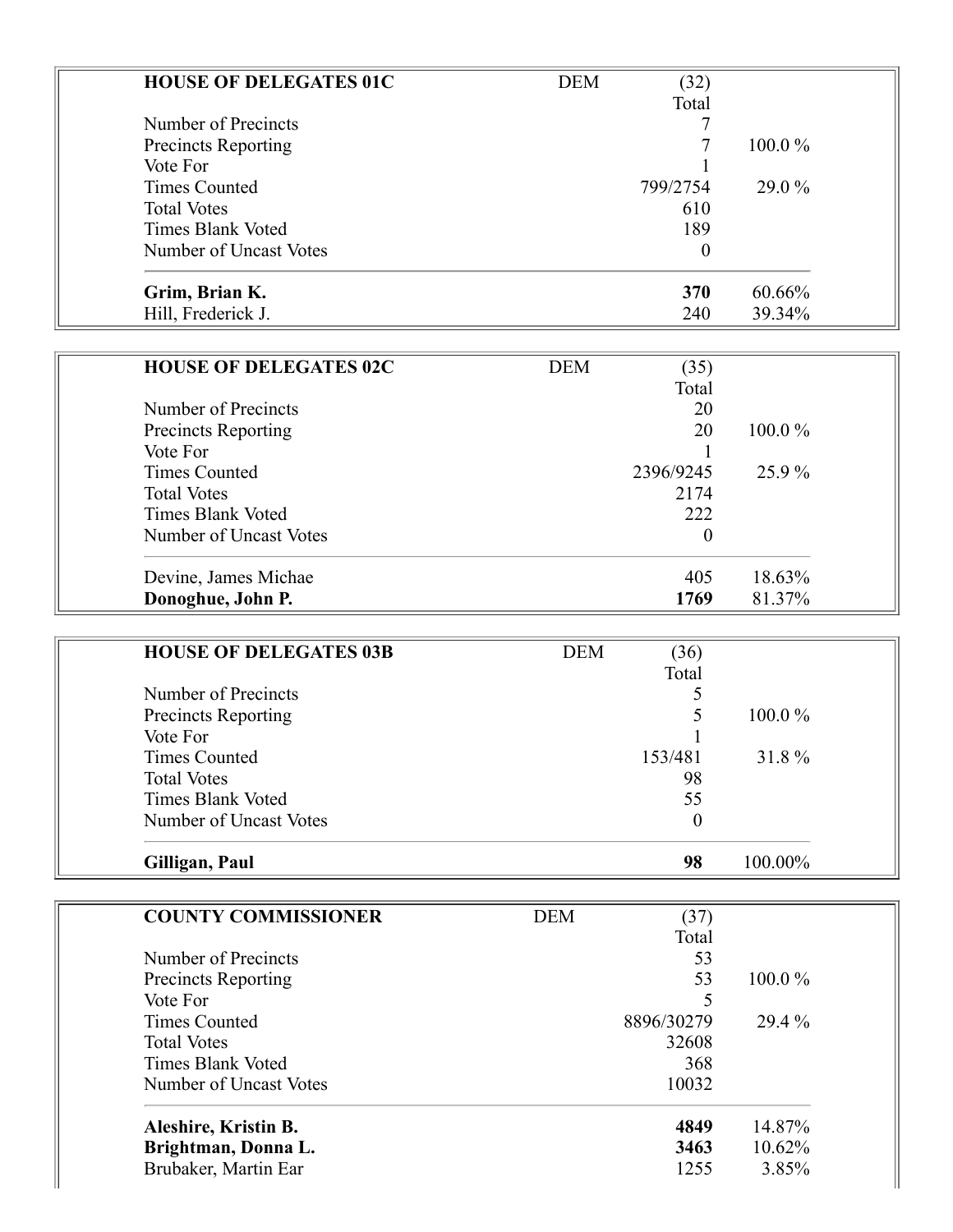| **HOUSE OF DELEGATES 01C** | DEM | (32) | |
|---|---|---|---|
| | | Total | |
| Number of Precincts | | 7 | |
| Precincts Reporting | | 7 | 100.0 % |
| Vote For | | 1 | |
| Times Counted | | 799/2754 | 29.0 % |
| Total Votes | | 610 | |
| Times Blank Voted | | 189 | |
| Number of Uncast Votes | | 0 | |
| **Grim, Brian K.** | | **370** | 60.66% |
| Hill, Frederick J. | | 240 | 39.34% |

| **HOUSE OF DELEGATES 02C** | DEM | (35) | |
|---|---|---|---|
| | | Total | |
| Number of Precincts | | 20 | |
| Precincts Reporting | | 20 | 100.0 % |
| Vote For | | 1 | |
| Times Counted | | 2396/9245 | 25.9 % |
| Total Votes | | 2174 | |
| Times Blank Voted | | 222 | |
| Number of Uncast Votes | | 0 | |
| Devine, James Michae | | 405 | 18.63% |
| **Donoghue, John P.** | | **1769** | 81.37% |

| **HOUSE OF DELEGATES 03B** | DEM | (36) | |
|---|---|---|---|
| | | Total | |
| Number of Precincts | | 5 | |
| Precincts Reporting | | 5 | 100.0 % |
| Vote For | | 1 | |
| Times Counted | | 153/481 | 31.8 % |
| Total Votes | | 98 | |
| Times Blank Voted | | 55 | |
| Number of Uncast Votes | | 0 | |
| **Gilligan, Paul** | | **98** | 100.00% |

| **COUNTY COMMISSIONER** | DEM | (37) | |
|---|---|---|---|
| | | Total | |
| Number of Precincts | | 53 | |
| Precincts Reporting | | 53 | 100.0 % |
| Vote For | | 5 | |
| Times Counted | | 8896/30279 | 29.4 % |
| Total Votes | | 32608 | |
| Times Blank Voted | | 368 | |
| Number of Uncast Votes | | 10032 | |
| **Aleshire, Kristin B.** | | **4849** | 14.87% |
| **Brightman, Donna L.** | | **3463** | 10.62% |
| Brubaker, Martin Ear | | 1255 | 3.85% |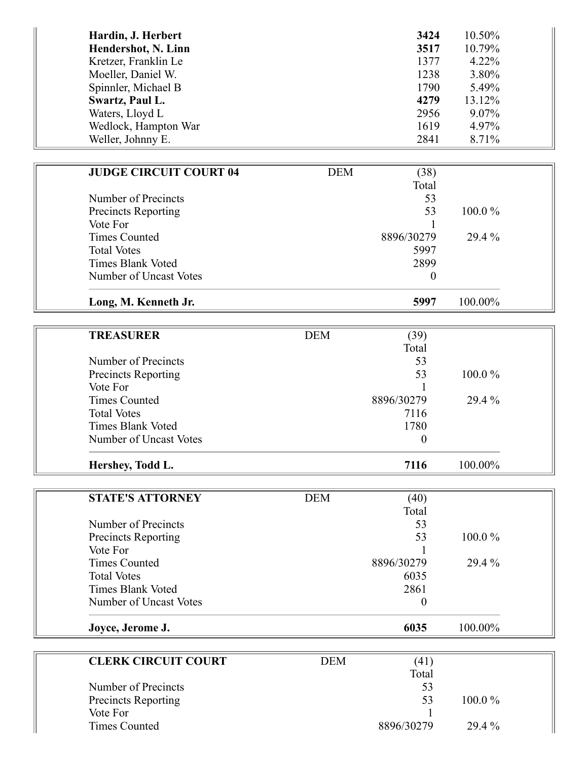| | | |
|---|---|---|
| **Hardin, J. Herbert** | **3424** | 10.50% |
| **Hendershot, N. Linn** | **3517** | 10.79% |
| Kretzer, Franklin Le | 1377 | 4.22% |
| Moeller, Daniel W. | 1238 | 3.80% |
| Spinnler, Michael B | 1790 | 5.49% |
| **Swartz, Paul L.** | **4279** | 13.12% |
| Waters, Lloyd L | 2956 | 9.07% |
| Wedlock, Hampton War | 1619 | 4.97% |
| Weller, Johnny E. | 2841 | 8.71% |

| **JUDGE CIRCUIT COURT 04** | DEM | (38) | |
|---|---|---|---|
| | | Total | |
| Number of Precincts | | 53 | |
| Precincts Reporting | | 53 | 100.0 % |
| Vote For | | 1 | |
| Times Counted | | 8896/30279 | 29.4 % |
| Total Votes | | 5997 | |
| Times Blank Voted | | 2899 | |
| Number of Uncast Votes | | 0 | |
| **Long, M. Kenneth Jr.** | | **5997** | 100.00% |

| **TREASURER** | DEM | (39) | |
|---|---|---|---|
| | | Total | |
| Number of Precincts | | 53 | |
| Precincts Reporting | | 53 | 100.0 % |
| Vote For | | 1 | |
| Times Counted | | 8896/30279 | 29.4 % |
| Total Votes | | 7116 | |
| Times Blank Voted | | 1780 | |
| Number of Uncast Votes | | 0 | |
| **Hershey, Todd L.** | | **7116** | 100.00% |

| **STATE'S ATTORNEY** | DEM | (40) | |
|---|---|---|---|
| | | Total | |
| Number of Precincts | | 53 | |
| Precincts Reporting | | 53 | 100.0 % |
| Vote For | | 1 | |
| Times Counted | | 8896/30279 | 29.4 % |
| Total Votes | | 6035 | |
| Times Blank Voted | | 2861 | |
| Number of Uncast Votes | | 0 | |
| **Joyce, Jerome J.** | | **6035** | 100.00% |

| **CLERK CIRCUIT COURT** | DEM | (41) | |
|---|---|---|---|
| | | Total | |
| Number of Precincts | | 53 | |
| Precincts Reporting | | 53 | 100.0 % |
| Vote For | | 1 | |
| Times Counted | | 8896/30279 | 29.4 % |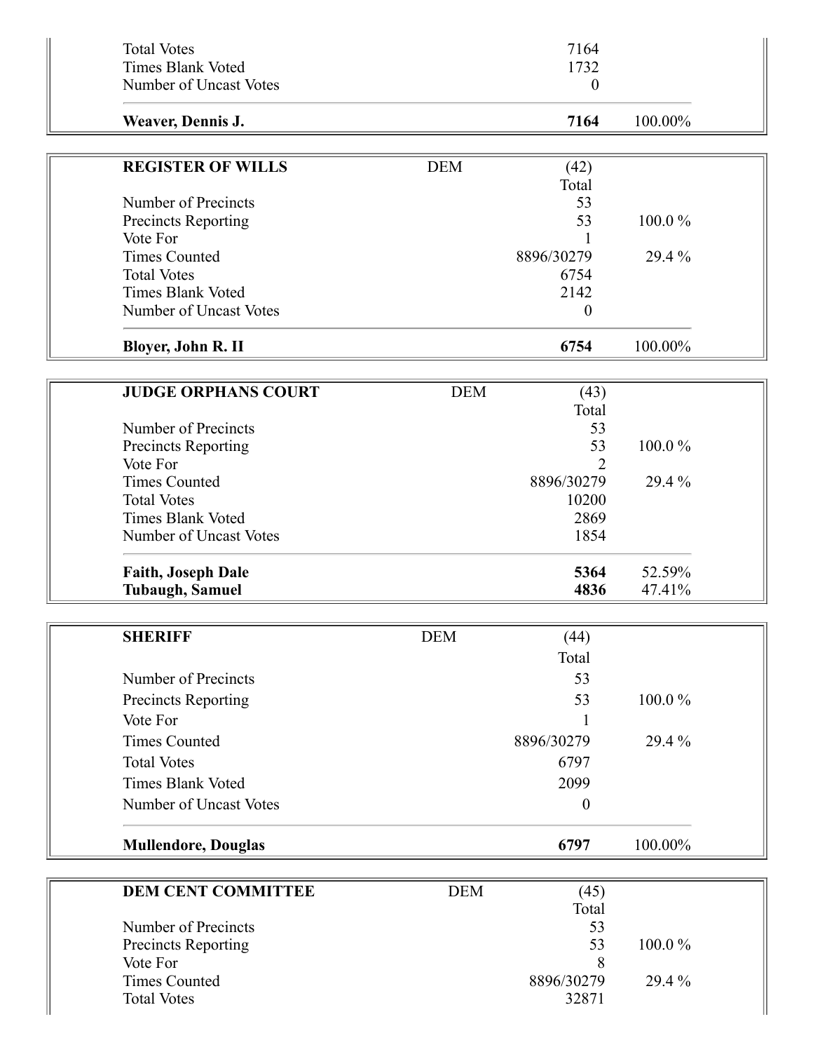| | | | |
|---|---|---|---|
| Total Votes | | 7164 | |
| Times Blank Voted | | 1732 | |
| Number of Uncast Votes | | 0 | |
| **Weaver, Dennis J.** | | **7164** | 100.00% |

| **REGISTER OF WILLS** | DEM | (42) | |
|---|---|---|---|
| | | Total | |
| Number of Precincts | | 53 | |
| Precincts Reporting | | 53 | 100.0 % |
| Vote For | | 1 | |
| Times Counted | | 8896/30279 | 29.4 % |
| Total Votes | | 6754 | |
| Times Blank Voted | | 2142 | |
| Number of Uncast Votes | | 0 | |
| **Bloyer, John R. II** | | **6754** | 100.00% |

| **JUDGE ORPHANS COURT** | DEM | (43) | |
|---|---|---|---|
| | | Total | |
| Number of Precincts | | 53 | |
| Precincts Reporting | | 53 | 100.0 % |
| Vote For | | 2 | |
| Times Counted | | 8896/30279 | 29.4 % |
| Total Votes | | 10200 | |
| Times Blank Voted | | 2869 | |
| Number of Uncast Votes | | 1854 | |
| **Faith, Joseph Dale** | | **5364** | 52.59% |
| **Tubaugh, Samuel** | | **4836** | 47.41% |

| **SHERIFF** | DEM | (44) | |
|---|---|---|---|
| | | Total | |
| Number of Precincts | | 53 | |
| Precincts Reporting | | 53 | 100.0 % |
| Vote For | | 1 | |
| Times Counted | | 8896/30279 | 29.4 % |
| Total Votes | | 6797 | |
| Times Blank Voted | | 2099 | |
| Number of Uncast Votes | | 0 | |
| **Mullendore, Douglas** | | **6797** | 100.00% |

| **DEM CENT COMMITTEE** | DEM | (45) | |
|---|---|---|---|
| | | Total | |
| Number of Precincts | | 53 | |
| Precincts Reporting | | 53 | 100.0 % |
| Vote For | | 8 | |
| Times Counted | | 8896/30279 | 29.4 % |
| Total Votes | | 32871 | |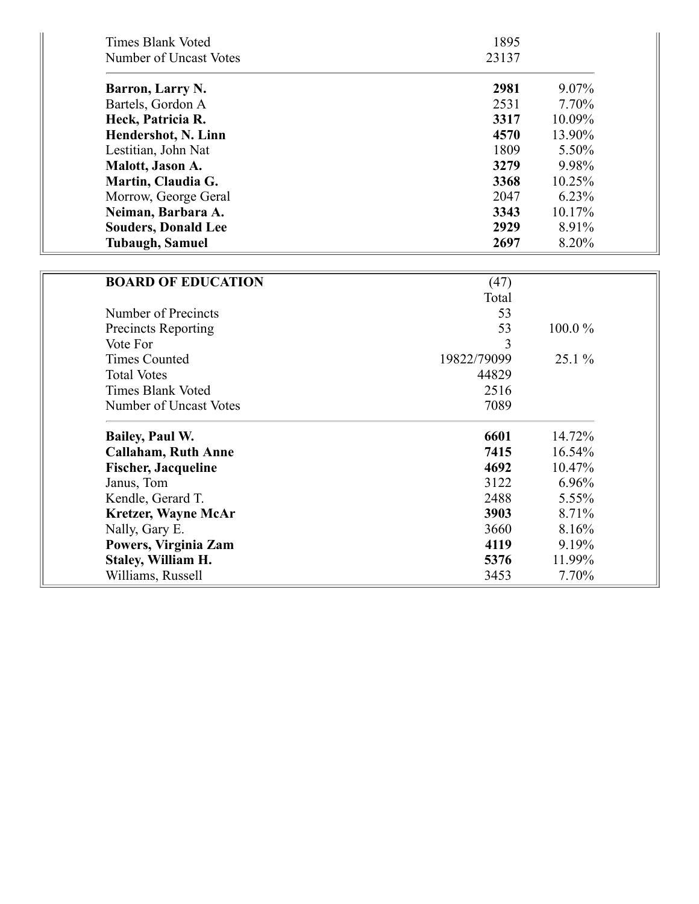| | | |
|---|---|---|
| Times Blank Voted | 1895 | |
| Number of Uncast Votes | 23137 | |
| **Barron, Larry N.** | **2981** | 9.07% |
| Bartels, Gordon A | 2531 | 7.70% |
| **Heck, Patricia R.** | **3317** | 10.09% |
| **Hendershot, N. Linn** | **4570** | 13.90% |
| Lestitian, John Nat | 1809 | 5.50% |
| **Malott, Jason A.** | **3279** | 9.98% |
| **Martin, Claudia G.** | **3368** | 10.25% |
| Morrow, George Geral | 2047 | 6.23% |
| **Neiman, Barbara A.** | **3343** | 10.17% |
| **Souders, Donald Lee** | **2929** | 8.91% |
| **Tubaugh, Samuel** | **2697** | 8.20% |

| **BOARD OF EDUCATION** | (47) | |
|---|---|---|
| | Total | |
| Number of Precincts | 53 | |
| Precincts Reporting | 53 | 100.0 % |
| Vote For | 3 | |
| Times Counted | 19822/79099 | 25.1 % |
| Total Votes | 44829 | |
| Times Blank Voted | 2516 | |
| Number of Uncast Votes | 7089 | |
| **Bailey, Paul W.** | **6601** | 14.72% |
| **Callaham, Ruth Anne** | **7415** | 16.54% |
| **Fischer, Jacqueline** | **4692** | 10.47% |
| Janus, Tom | 3122 | 6.96% |
| Kendle, Gerard T. | 2488 | 5.55% |
| **Kretzer, Wayne McAr** | **3903** | 8.71% |
| Nally, Gary E. | 3660 | 8.16% |
| **Powers, Virginia Zam** | **4119** | 9.19% |
| **Staley, William H.** | **5376** | 11.99% |
| Williams, Russell | 3453 | 7.70% |